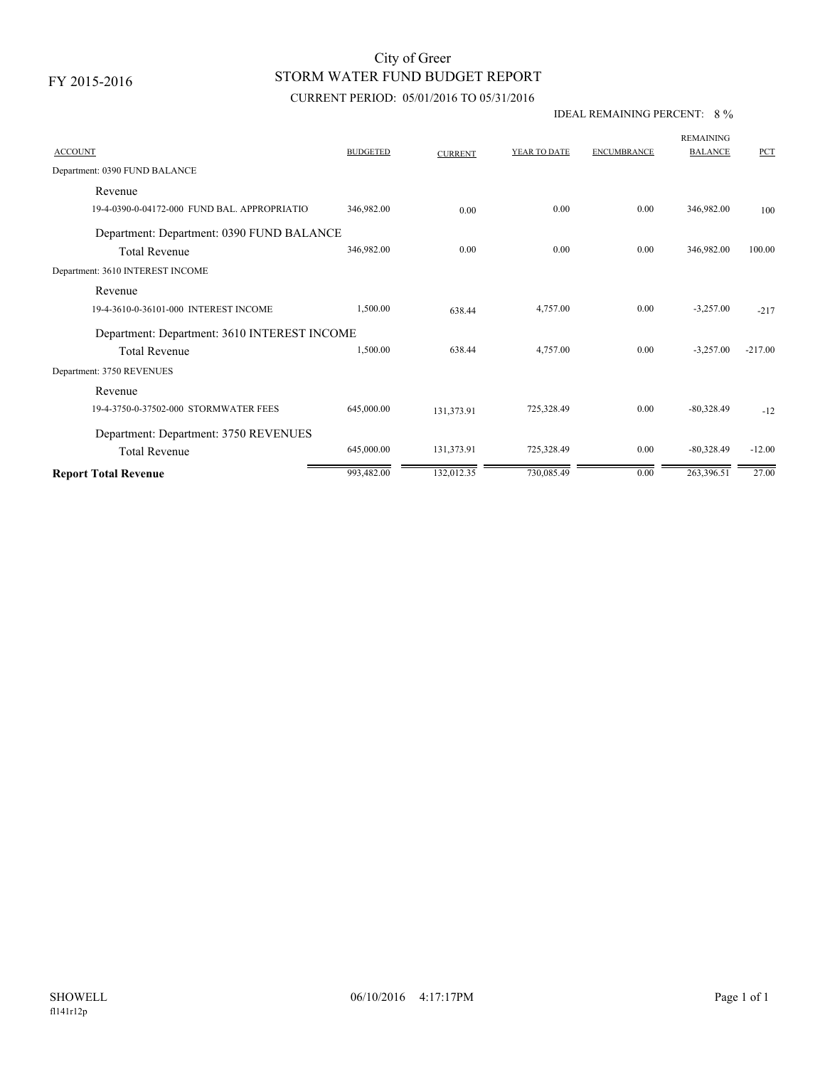FY 2015-2016

# City of Greer
## STORM WATER FUND BUDGET REPORT
### CURRENT PERIOD: 05/01/2016 TO 05/31/2016

IDEAL REMAINING PERCENT: 8 %

| ACCOUNT | BUDGETED | CURRENT | YEAR TO DATE | ENCUMBRANCE | REMAINING BALANCE | PCT |
|---|---|---|---|---|---|---|
| Department: 0390 FUND BALANCE | | | | | | |
| Revenue | | | | | | |
| 19-4-0390-0-04172-000 FUND BAL. APPROPRIATIO | 346,982.00 | 0.00 | 0.00 | 0.00 | 346,982.00 | 100 |
| Department: Department: 0390 FUND BALANCE | | | | | | |
| Total Revenue | 346,982.00 | 0.00 | 0.00 | 0.00 | 346,982.00 | 100.00 |
| Department: 3610 INTEREST INCOME | | | | | | |
| Revenue | | | | | | |
| 19-4-3610-0-36101-000 INTEREST INCOME | 1,500.00 | 638.44 | 4,757.00 | 0.00 | -3,257.00 | -217 |
| Department: Department: 3610 INTEREST INCOME | | | | | | |
| Total Revenue | 1,500.00 | 638.44 | 4,757.00 | 0.00 | -3,257.00 | -217.00 |
| Department: 3750 REVENUES | | | | | | |
| Revenue | | | | | | |
| 19-4-3750-0-37502-000 STORMWATER FEES | 645,000.00 | 131,373.91 | 725,328.49 | 0.00 | -80,328.49 | -12 |
| Department: Department: 3750 REVENUES | | | | | | |
| Total Revenue | 645,000.00 | 131,373.91 | 725,328.49 | 0.00 | -80,328.49 | -12.00 |
| **Report Total Revenue** | 993,482.00 | 132,012.35 | 730,085.49 | 0.00 | 263,396.51 | 27.00 |

SHOWELL
fl141r12p

06/10/2016 4:17:17PM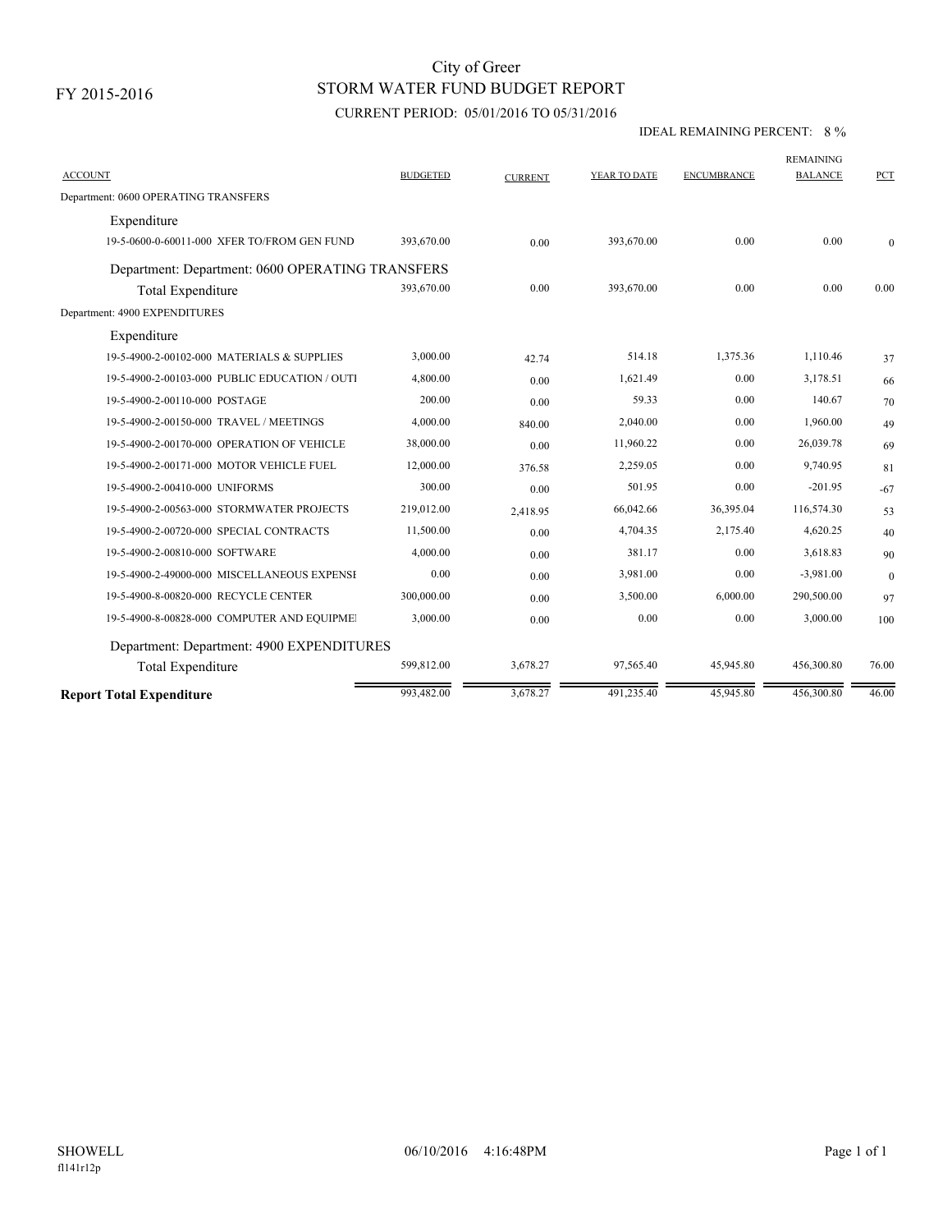FY 2015-2016

# City of Greer
## STORM WATER FUND BUDGET REPORT
### CURRENT PERIOD: 05/01/2016 TO 05/31/2016

IDEAL REMAINING PERCENT: 8 %

| ACCOUNT | BUDGETED | CURRENT | YEAR TO DATE | ENCUMBRANCE | REMAINING BALANCE | PCT |
|---|---|---|---|---|---|---|
| Department: 0600 OPERATING TRANSFERS | | | | | | |
| Expenditure | | | | | | |
| 19-5-0600-0-60011-000 XFER TO/FROM GEN FUND | 393,670.00 | 0.00 | 393,670.00 | 0.00 | 0.00 | 0 |
| Department: Department: 0600 OPERATING TRANSFERS | | | | | | |
| Total Expenditure | 393,670.00 | 0.00 | 393,670.00 | 0.00 | 0.00 | 0.00 |
| Department: 4900 EXPENDITURES | | | | | | |
| Expenditure | | | | | | |
| 19-5-4900-2-00102-000 MATERIALS & SUPPLIES | 3,000.00 | 42.74 | 514.18 | 1,375.36 | 1,110.46 | 37 |
| 19-5-4900-2-00103-000 PUBLIC EDUCATION / OUTI | 4,800.00 | 0.00 | 1,621.49 | 0.00 | 3,178.51 | 66 |
| 19-5-4900-2-00110-000 POSTAGE | 200.00 | 0.00 | 59.33 | 0.00 | 140.67 | 70 |
| 19-5-4900-2-00150-000 TRAVEL / MEETINGS | 4,000.00 | 840.00 | 2,040.00 | 0.00 | 1,960.00 | 49 |
| 19-5-4900-2-00170-000 OPERATION OF VEHICLE | 38,000.00 | 0.00 | 11,960.22 | 0.00 | 26,039.78 | 69 |
| 19-5-4900-2-00171-000 MOTOR VEHICLE FUEL | 12,000.00 | 376.58 | 2,259.05 | 0.00 | 9,740.95 | 81 |
| 19-5-4900-2-00410-000 UNIFORMS | 300.00 | 0.00 | 501.95 | 0.00 | -201.95 | -67 |
| 19-5-4900-2-00563-000 STORMWATER PROJECTS | 219,012.00 | 2,418.95 | 66,042.66 | 36,395.04 | 116,574.30 | 53 |
| 19-5-4900-2-00720-000 SPECIAL CONTRACTS | 11,500.00 | 0.00 | 4,704.35 | 2,175.40 | 4,620.25 | 40 |
| 19-5-4900-2-00810-000 SOFTWARE | 4,000.00 | 0.00 | 381.17 | 0.00 | 3,618.83 | 90 |
| 19-5-4900-2-49000-000 MISCELLANEOUS EXPENSI | 0.00 | 0.00 | 3,981.00 | 0.00 | -3,981.00 | 0 |
| 19-5-4900-8-00820-000 RECYCLE CENTER | 300,000.00 | 0.00 | 3,500.00 | 6,000.00 | 290,500.00 | 97 |
| 19-5-4900-8-00828-000 COMPUTER AND EQUIPMEI | 3,000.00 | 0.00 | 0.00 | 0.00 | 3,000.00 | 100 |
| Department: Department: 4900 EXPENDITURES | | | | | | |
| Total Expenditure | 599,812.00 | 3,678.27 | 97,565.40 | 45,945.80 | 456,300.80 | 76.00 |
| **Report Total Expenditure** | 993,482.00 | 3,678.27 | 491,235.40 | 45,945.80 | 456,300.80 | 46.00 |

SHOWELL 06/10/2016 4:16:48PM
fl141r12p